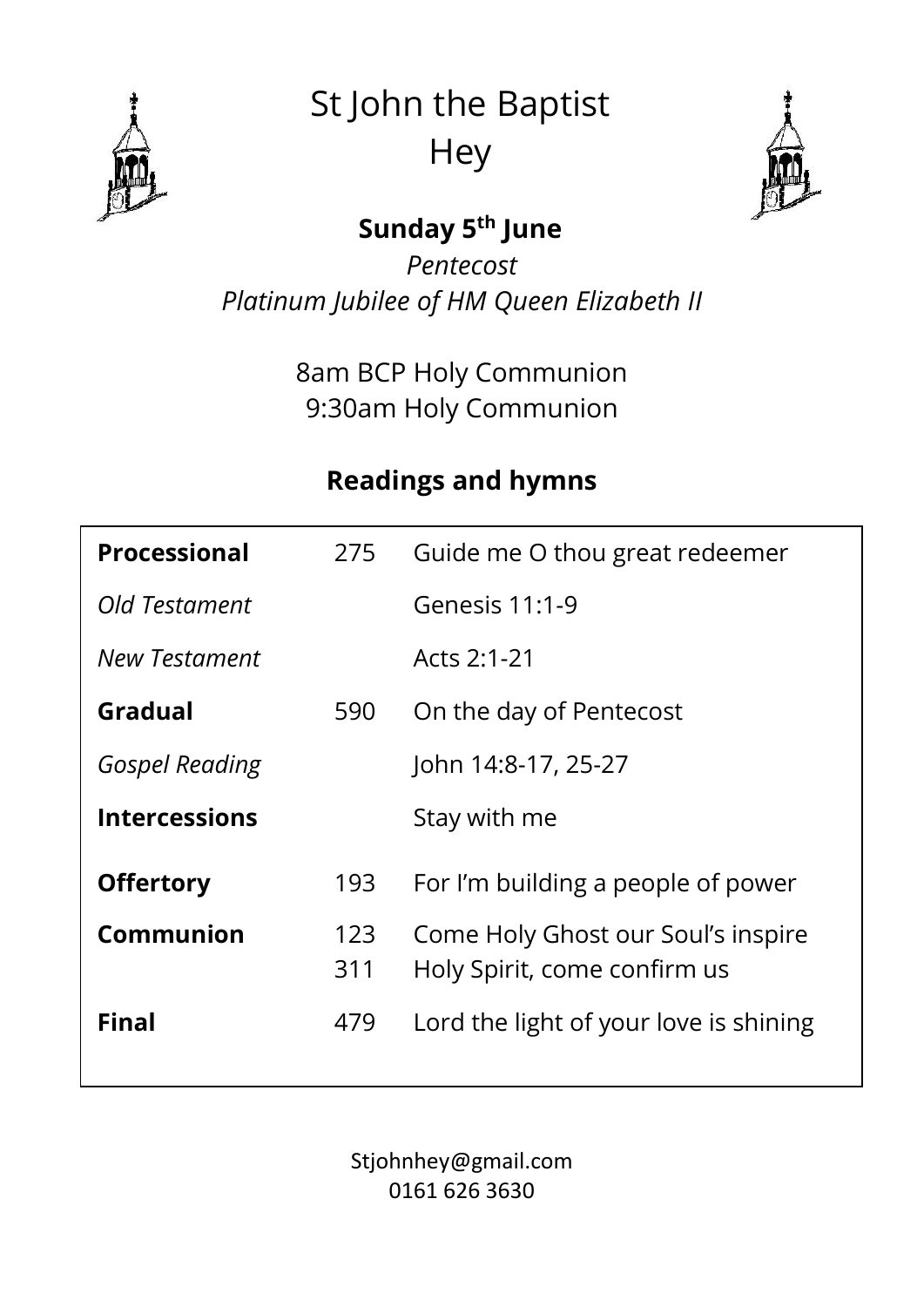# St John the Baptist
# Hey

**Sunday 5th June**

*Pentecost*

*Platinum Jubilee of HM Queen Elizabeth II*

8am BCP Holy Communion

9:30am Holy Communion

## Readings and hymns

| | | |
|---|---|---|
| **Processional** | 275 | Guide me O thou great redeemer |
| *Old Testament* | | Genesis 11:1-9 |
| *New Testament* | | Acts 2:1-21 |
| **Gradual** | 590 | On the day of Pentecost |
| *Gospel Reading* | | John 14:8-17, 25-27 |
| **Intercessions** | | Stay with me |
| **Offertory** | 193 | For I'm building a people of power |
| **Communion** | 123 | Come Holy Ghost our Soul's inspire |
| | 311 | Holy Spirit, come confirm us |
| **Final** | 479 | Lord the light of your love is shining |

Stjohnhey@gmail.com
0161 626 3630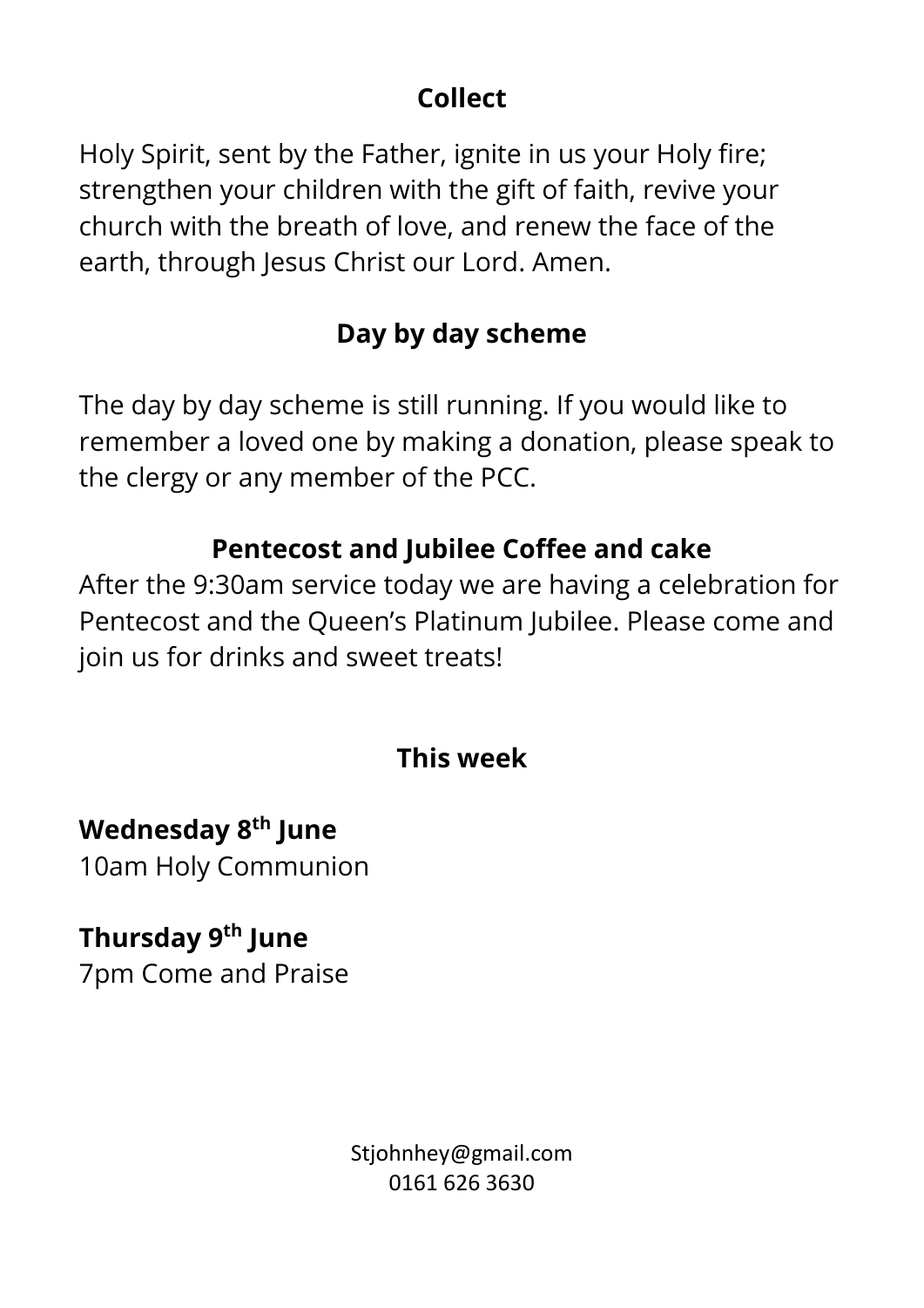## Collect

Holy Spirit, sent by the Father, ignite in us your Holy fire; strengthen your children with the gift of faith, revive your church with the breath of love, and renew the face of the earth, through Jesus Christ our Lord. Amen.

## Day by day scheme

The day by day scheme is still running. If you would like to remember a loved one by making a donation, please speak to the clergy or any member of the PCC.

## Pentecost and Jubilee Coffee and cake

After the 9:30am service today we are having a celebration for Pentecost and the Queen's Platinum Jubilee. Please come and join us for drinks and sweet treats!

## This week

**Wednesday 8th June**
10am Holy Communion

**Thursday 9th June**
7pm Come and Praise

Stjohnhey@gmail.com
0161 626 3630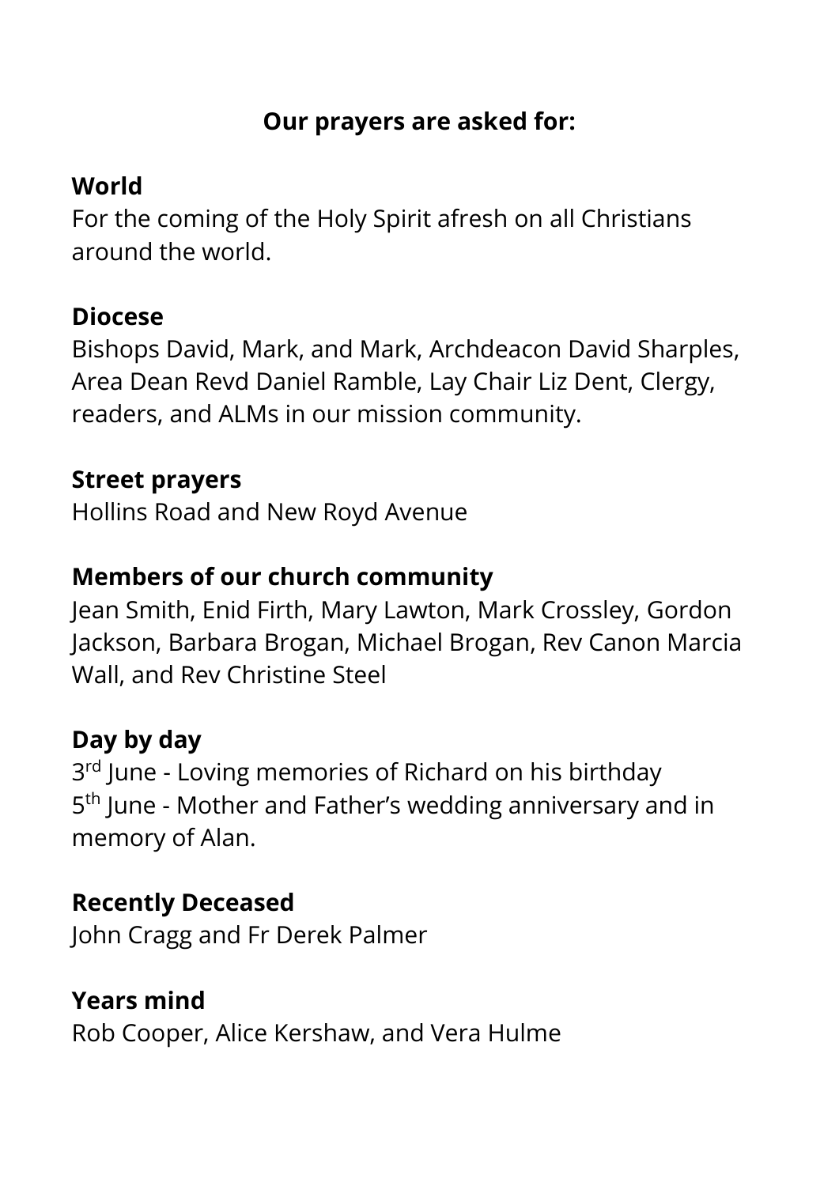**Our prayers are asked for:**

**World**
For the coming of the Holy Spirit afresh on all Christians around the world.

**Diocese**
Bishops David, Mark, and Mark, Archdeacon David Sharples, Area Dean Revd Daniel Ramble, Lay Chair Liz Dent, Clergy, readers, and ALMs in our mission community.

**Street prayers**
Hollins Road and New Royd Avenue

**Members of our church community**
Jean Smith, Enid Firth, Mary Lawton, Mark Crossley, Gordon Jackson, Barbara Brogan, Michael Brogan, Rev Canon Marcia Wall, and Rev Christine Steel

**Day by day**
3rd June - Loving memories of Richard on his birthday
5th June - Mother and Father's wedding anniversary and in memory of Alan.

**Recently Deceased**
John Cragg and Fr Derek Palmer

**Years mind**
Rob Cooper, Alice Kershaw, and Vera Hulme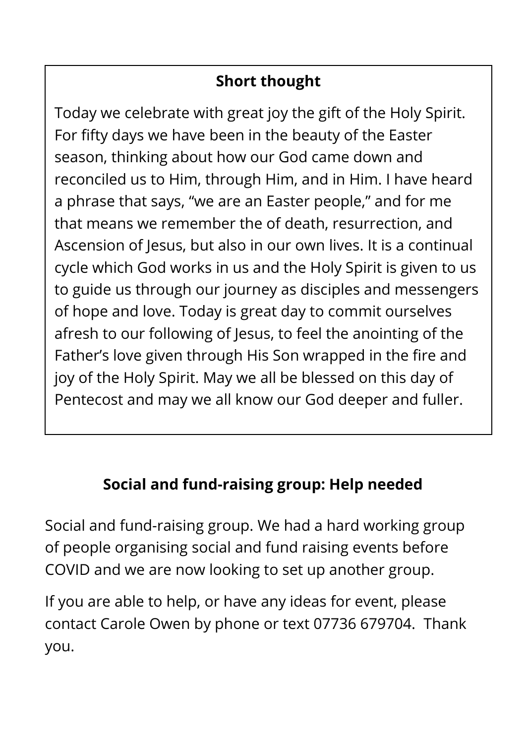## Short thought

Today we celebrate with great joy the gift of the Holy Spirit. For fifty days we have been in the beauty of the Easter season, thinking about how our God came down and reconciled us to Him, through Him, and in Him. I have heard a phrase that says, "we are an Easter people," and for me that means we remember the of death, resurrection, and Ascension of Jesus, but also in our own lives. It is a continual cycle which God works in us and the Holy Spirit is given to us to guide us through our journey as disciples and messengers of hope and love. Today is great day to commit ourselves afresh to our following of Jesus, to feel the anointing of the Father's love given through His Son wrapped in the fire and joy of the Holy Spirit. May we all be blessed on this day of Pentecost and may we all know our God deeper and fuller.

## Social and fund-raising group: Help needed

Social and fund-raising group. We had a hard working group of people organising social and fund raising events before COVID and we are now looking to set up another group.

If you are able to help, or have any ideas for event, please contact Carole Owen by phone or text 07736 679704. Thank you.